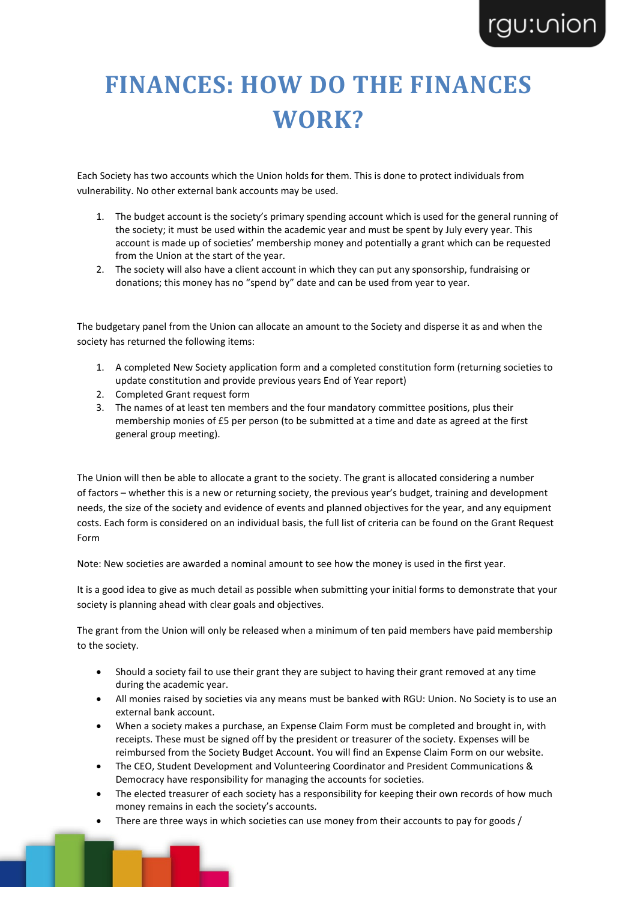# FINANCES: HOW DO THE FINANCES WORK?

Each Society has two accounts which the Union holds for them. This is done to protect individuals from vulnerability. No other external bank accounts may be used.

1. The budget account is the society's primary spending account which is used for the general running of the society; it must be used within the academic year and must be spent by July every year. This account is made up of societies' membership money and potentially a grant which can be requested from the Union at the start of the year.
2. The society will also have a client account in which they can put any sponsorship, fundraising or donations; this money has no "spend by" date and can be used from year to year.

The budgetary panel from the Union can allocate an amount to the Society and disperse it as and when the society has returned the following items:

1. A completed New Society application form and a completed constitution form (returning societies to update constitution and provide previous years End of Year report)
2. Completed Grant request form
3. The names of at least ten members and the four mandatory committee positions, plus their membership monies of £5 per person (to be submitted at a time and date as agreed at the first general group meeting).

The Union will then be able to allocate a grant to the society. The grant is allocated considering a number of factors – whether this is a new or returning society, the previous year's budget, training and development needs, the size of the society and evidence of events and planned objectives for the year, and any equipment costs. Each form is considered on an individual basis, the full list of criteria can be found on the Grant Request Form

Note: New societies are awarded a nominal amount to see how the money is used in the first year.

It is a good idea to give as much detail as possible when submitting your initial forms to demonstrate that your society is planning ahead with clear goals and objectives.

The grant from the Union will only be released when a minimum of ten paid members have paid membership to the society.

- Should a society fail to use their grant they are subject to having their grant removed at any time during the academic year.
- All monies raised by societies via any means must be banked with RGU: Union. No Society is to use an external bank account.
- When a society makes a purchase, an Expense Claim Form must be completed and brought in, with receipts. These must be signed off by the president or treasurer of the society. Expenses will be reimbursed from the Society Budget Account. You will find an Expense Claim Form on our website.
- The CEO, Student Development and Volunteering Coordinator and President Communications & Democracy have responsibility for managing the accounts for societies.
- The elected treasurer of each society has a responsibility for keeping their own records of how much money remains in each the society's accounts.
- There are three ways in which societies can use money from their accounts to pay for goods /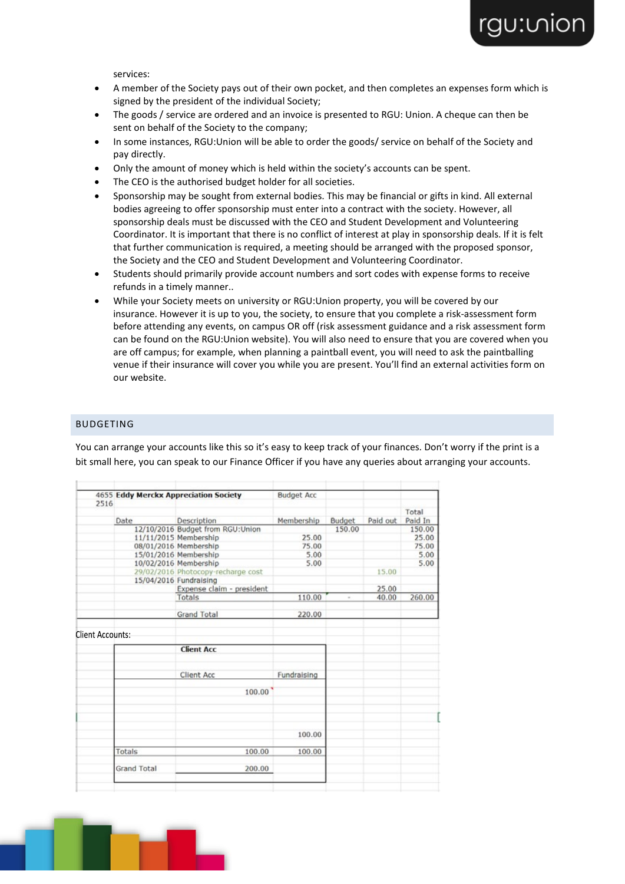services:

- A member of the Society pays out of their own pocket, and then completes an expenses form which is signed by the president of the individual Society;
- The goods / service are ordered and an invoice is presented to RGU: Union. A cheque can then be sent on behalf of the Society to the company;
- In some instances, RGU:Union will be able to order the goods/ service on behalf of the Society and pay directly.
- Only the amount of money which is held within the society's accounts can be spent.
- The CEO is the authorised budget holder for all societies.
- Sponsorship may be sought from external bodies. This may be financial or gifts in kind. All external bodies agreeing to offer sponsorship must enter into a contract with the society. However, all sponsorship deals must be discussed with the CEO and Student Development and Volunteering Coordinator. It is important that there is no conflict of interest at play in sponsorship deals. If it is felt that further communication is required, a meeting should be arranged with the proposed sponsor, the Society and the CEO and Student Development and Volunteering Coordinator.
- Students should primarily provide account numbers and sort codes with expense forms to receive refunds in a timely manner..
- While your Society meets on university or RGU:Union property, you will be covered by our insurance. However it is up to you, the society, to ensure that you complete a risk-assessment form before attending any events, on campus OR off (risk assessment guidance and a risk assessment form can be found on the RGU:Union website). You will also need to ensure that you are covered when you are off campus; for example, when planning a paintball event, you will need to ask the paintballing venue if their insurance will cover you while you are present. You'll find an external activities form on our website.

## BUDGETING

You can arrange your accounts like this so it's easy to keep track of your finances. Don't worry if the print is a bit small here, you can speak to our Finance Officer if you have any queries about arranging your accounts.

| 4655 2516 | **Eddy Merckx Appreciation Society** | Budget Acc | | | |
|---|---|---|---|---|---|
| Date | Description | Membership | Budget | Paid out | Total Paid In |
| 12/10/2016 | Budget from RGU:Union | | 150.00 | | 150.00 |
| 11/11/2015 | Membership | 25.00 | | | 25.00 |
| 08/01/2016 | Membership | 75.00 | | | 75.00 |
| 15/01/2016 | Membership | 5.00 | | | 5.00 |
| 10/02/2016 | Membership | 5.00 | | | 5.00 |
| 29/02/2016 | Photocopy recharge cost | | | 15.00 | |
| 15/04/2016 | Fundraising | | | | |
| | Expense claim - president | | | 25.00 | |
| | Totals | 110.00 | - | 40.00 | 260.00 |
| | Grand Total | 220.00 | | | |

Client Accounts:

| | **Client Acc** | |
|---|---|---|
| | Client Acc | Fundraising |
| | 100.00 | |
| | | 100.00 |
| Totals | 100.00 | 100.00 |
| Grand Total | 200.00 | |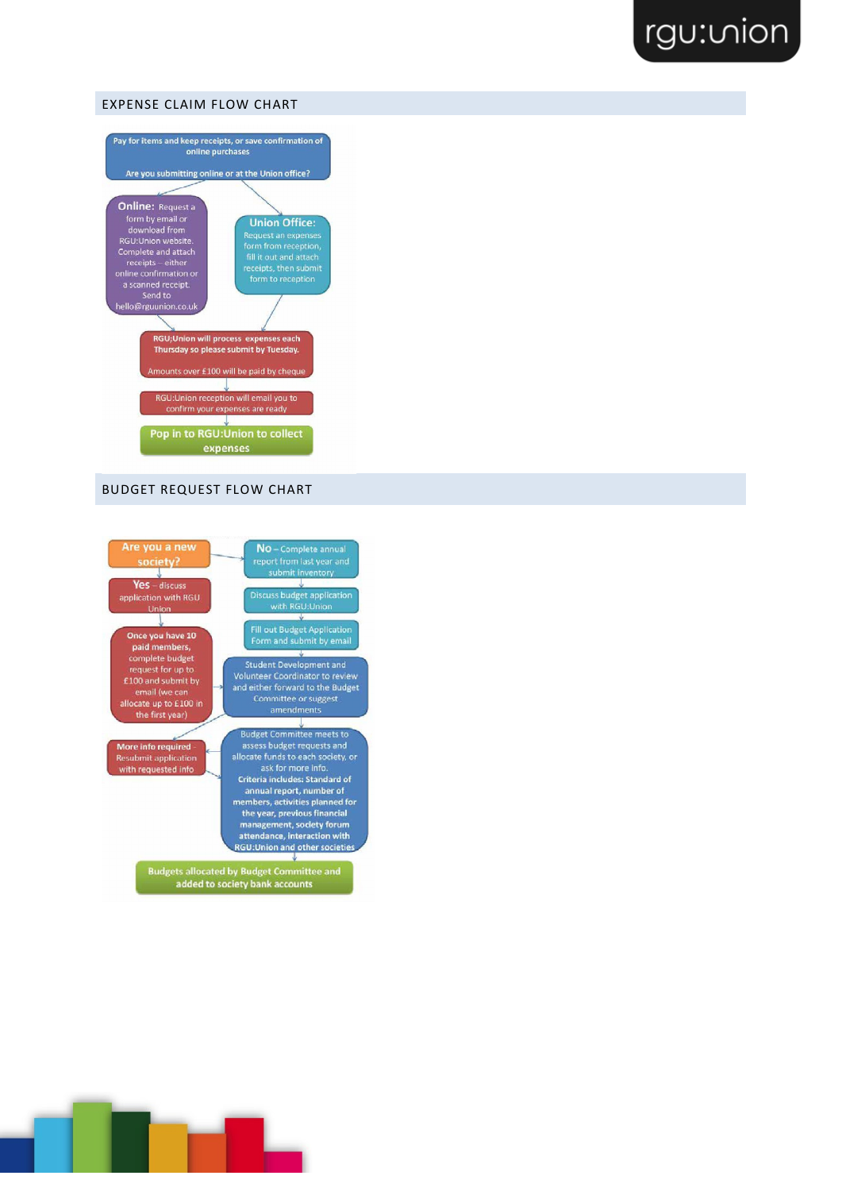## EXPENSE CLAIM FLOW CHART

Pay for items and keep receipts, or save confirmation of online purchases

Are you submitting online or at the Union office?

**Online:** Request a form by email or download from RGU:Union website. Complete and attach receipts – either online confirmation or a scanned receipt. Send to hello@rguunion.co.uk

**Union Office:** Request an expenses form from reception, fill it out and attach receipts, then submit form to reception

RGU:Union will process expenses each Thursday so please submit by Tuesday.

Amounts over £100 will be paid by cheque

RGU:Union reception will email you to confirm your expenses are ready

Pop in to RGU:Union to collect expenses

## BUDGET REQUEST FLOW CHART

Are you a new society?

**Yes** – discuss application with RGU Union

Once you have 10 paid members, complete budget request for up to £100 and submit by email (we can allocate up to £100 in the first year)

**No** – Complete annual report from last year and submit inventory

Discuss budget application with RGU:Union

Fill out Budget Application Form and submit by email

Student Development and Volunteer Coordinator to review and either forward to the Budget Committee or suggest amendments

Budget Committee meets to assess budget requests and allocate funds to each society, or ask for more info.

**Criteria includes: Standard of annual report, number of members, activities planned for the year, previous financial management, society forum attendance, interaction with RGU:Union and other societies**

More info required – Resubmit application with requested info

Budgets allocated by Budget Committee and added to society bank accounts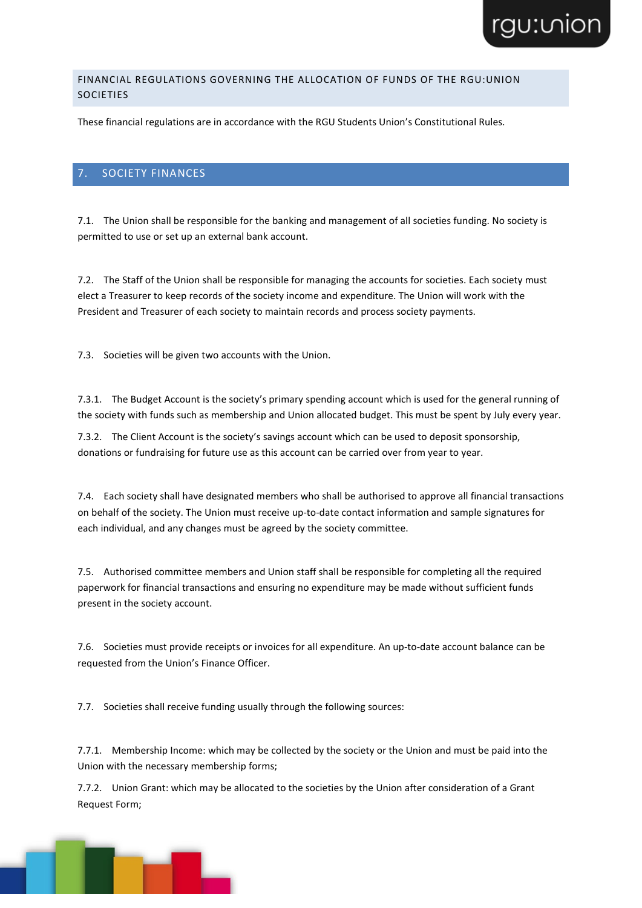FINANCIAL REGULATIONS GOVERNING THE ALLOCATION OF FUNDS OF THE RGU:UNION SOCIETIES

These financial regulations are in accordance with the RGU Students Union's Constitutional Rules.

## 7. SOCIETY FINANCES

7.1. The Union shall be responsible for the banking and management of all societies funding. No society is permitted to use or set up an external bank account.

7.2. The Staff of the Union shall be responsible for managing the accounts for societies. Each society must elect a Treasurer to keep records of the society income and expenditure. The Union will work with the President and Treasurer of each society to maintain records and process society payments.

7.3. Societies will be given two accounts with the Union.

7.3.1. The Budget Account is the society's primary spending account which is used for the general running of the society with funds such as membership and Union allocated budget. This must be spent by July every year.

7.3.2. The Client Account is the society's savings account which can be used to deposit sponsorship, donations or fundraising for future use as this account can be carried over from year to year.

7.4. Each society shall have designated members who shall be authorised to approve all financial transactions on behalf of the society. The Union must receive up-to-date contact information and sample signatures for each individual, and any changes must be agreed by the society committee.

7.5. Authorised committee members and Union staff shall be responsible for completing all the required paperwork for financial transactions and ensuring no expenditure may be made without sufficient funds present in the society account.

7.6. Societies must provide receipts or invoices for all expenditure. An up-to-date account balance can be requested from the Union's Finance Officer.

7.7. Societies shall receive funding usually through the following sources:

7.7.1. Membership Income: which may be collected by the society or the Union and must be paid into the Union with the necessary membership forms;

7.7.2. Union Grant: which may be allocated to the societies by the Union after consideration of a Grant Request Form;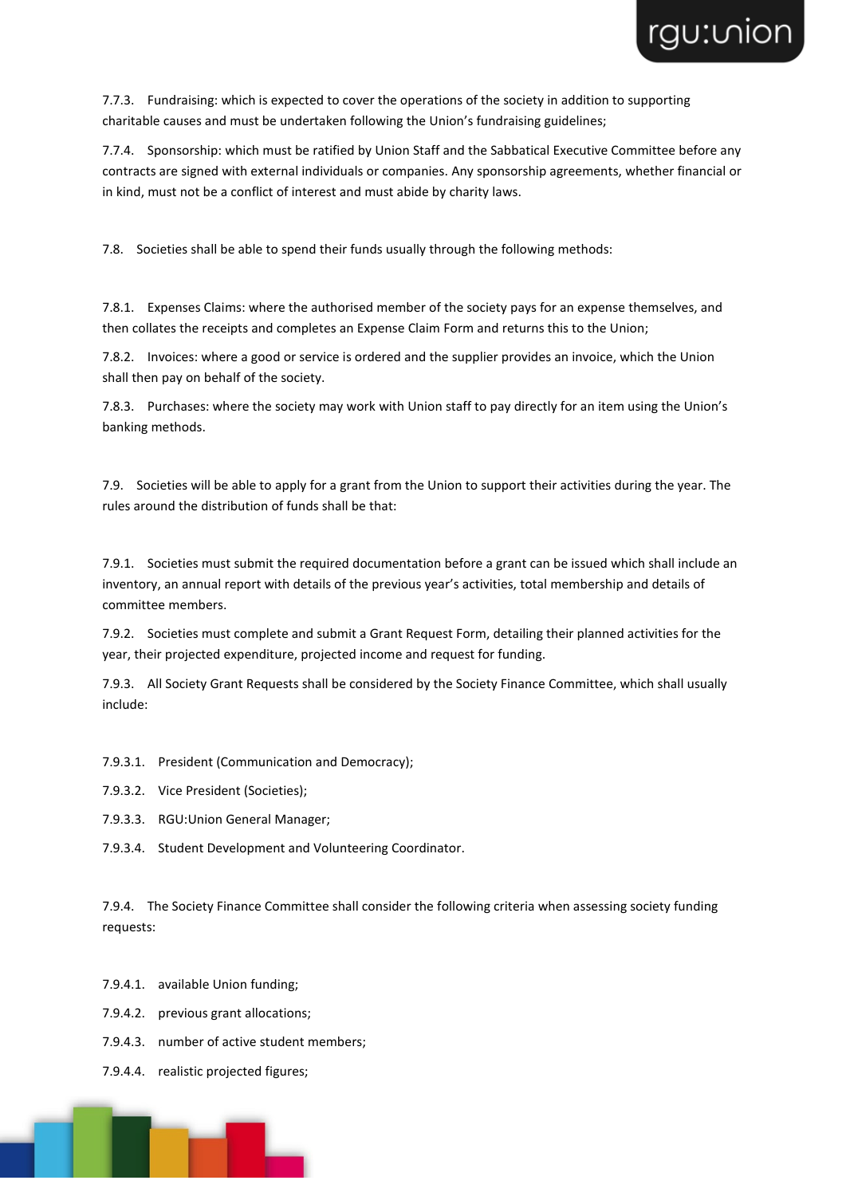7.7.3. Fundraising: which is expected to cover the operations of the society in addition to supporting charitable causes and must be undertaken following the Union's fundraising guidelines;

7.7.4. Sponsorship: which must be ratified by Union Staff and the Sabbatical Executive Committee before any contracts are signed with external individuals or companies. Any sponsorship agreements, whether financial or in kind, must not be a conflict of interest and must abide by charity laws.

7.8. Societies shall be able to spend their funds usually through the following methods:

7.8.1. Expenses Claims: where the authorised member of the society pays for an expense themselves, and then collates the receipts and completes an Expense Claim Form and returns this to the Union;

7.8.2. Invoices: where a good or service is ordered and the supplier provides an invoice, which the Union shall then pay on behalf of the society.

7.8.3. Purchases: where the society may work with Union staff to pay directly for an item using the Union's banking methods.

7.9. Societies will be able to apply for a grant from the Union to support their activities during the year. The rules around the distribution of funds shall be that:

7.9.1. Societies must submit the required documentation before a grant can be issued which shall include an inventory, an annual report with details of the previous year's activities, total membership and details of committee members.

7.9.2. Societies must complete and submit a Grant Request Form, detailing their planned activities for the year, their projected expenditure, projected income and request for funding.

7.9.3. All Society Grant Requests shall be considered by the Society Finance Committee, which shall usually include:

7.9.3.1. President (Communication and Democracy);

7.9.3.2. Vice President (Societies);

7.9.3.3. RGU:Union General Manager;

7.9.3.4. Student Development and Volunteering Coordinator.

7.9.4. The Society Finance Committee shall consider the following criteria when assessing society funding requests:

7.9.4.1. available Union funding;

7.9.4.2. previous grant allocations;

7.9.4.3. number of active student members;

7.9.4.4. realistic projected figures;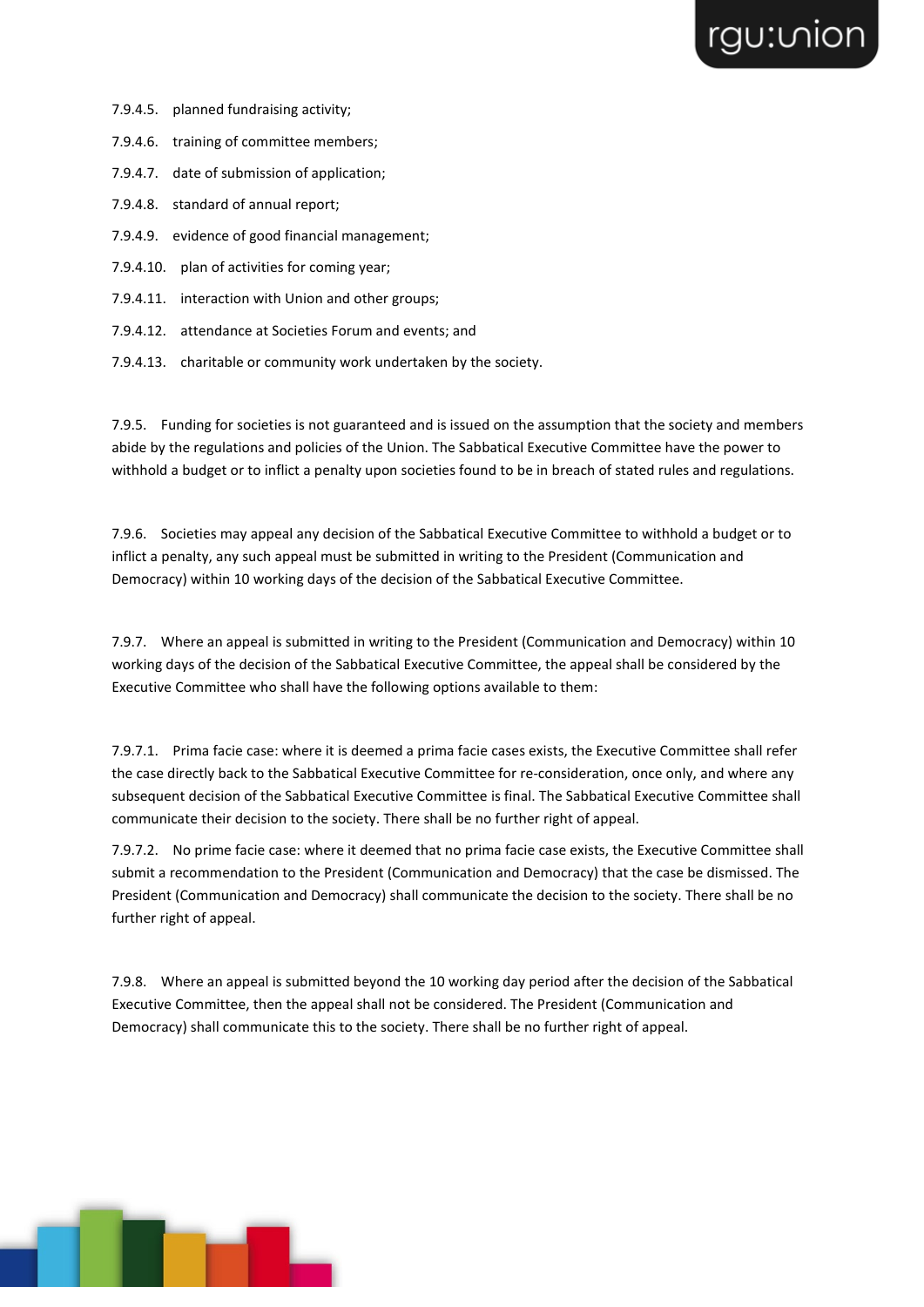7.9.4.5. planned fundraising activity;

7.9.4.6. training of committee members;

7.9.4.7. date of submission of application;

7.9.4.8. standard of annual report;

7.9.4.9. evidence of good financial management;

7.9.4.10. plan of activities for coming year;

7.9.4.11. interaction with Union and other groups;

7.9.4.12. attendance at Societies Forum and events; and

7.9.4.13. charitable or community work undertaken by the society.

7.9.5. Funding for societies is not guaranteed and is issued on the assumption that the society and members abide by the regulations and policies of the Union. The Sabbatical Executive Committee have the power to withhold a budget or to inflict a penalty upon societies found to be in breach of stated rules and regulations.

7.9.6. Societies may appeal any decision of the Sabbatical Executive Committee to withhold a budget or to inflict a penalty, any such appeal must be submitted in writing to the President (Communication and Democracy) within 10 working days of the decision of the Sabbatical Executive Committee.

7.9.7. Where an appeal is submitted in writing to the President (Communication and Democracy) within 10 working days of the decision of the Sabbatical Executive Committee, the appeal shall be considered by the Executive Committee who shall have the following options available to them:

7.9.7.1. Prima facie case: where it is deemed a prima facie cases exists, the Executive Committee shall refer the case directly back to the Sabbatical Executive Committee for re-consideration, once only, and where any subsequent decision of the Sabbatical Executive Committee is final. The Sabbatical Executive Committee shall communicate their decision to the society. There shall be no further right of appeal.

7.9.7.2. No prime facie case: where it deemed that no prima facie case exists, the Executive Committee shall submit a recommendation to the President (Communication and Democracy) that the case be dismissed. The President (Communication and Democracy) shall communicate the decision to the society. There shall be no further right of appeal.

7.9.8. Where an appeal is submitted beyond the 10 working day period after the decision of the Sabbatical Executive Committee, then the appeal shall not be considered. The President (Communication and Democracy) shall communicate this to the society. There shall be no further right of appeal.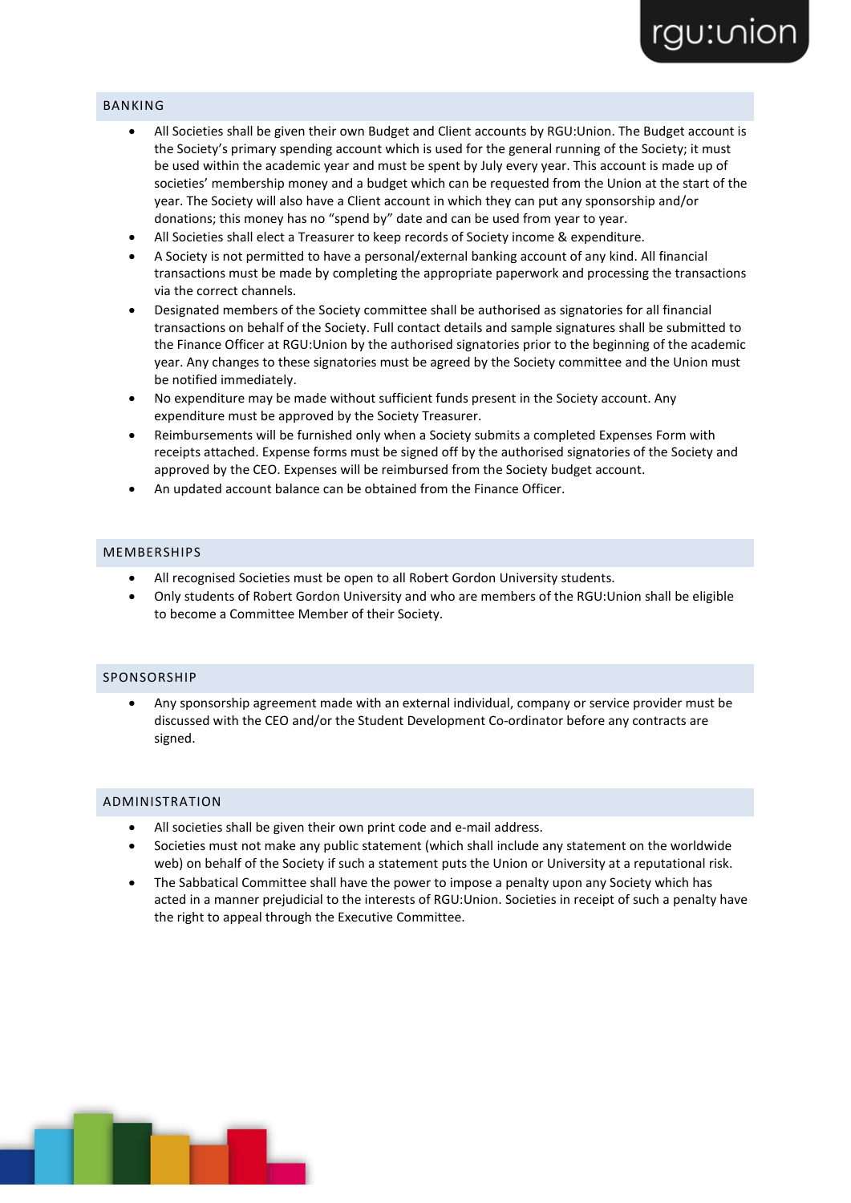## BANKING

- All Societies shall be given their own Budget and Client accounts by RGU:Union. The Budget account is the Society's primary spending account which is used for the general running of the Society; it must be used within the academic year and must be spent by July every year. This account is made up of societies' membership money and a budget which can be requested from the Union at the start of the year. The Society will also have a Client account in which they can put any sponsorship and/or donations; this money has no "spend by" date and can be used from year to year.
- All Societies shall elect a Treasurer to keep records of Society income & expenditure.
- A Society is not permitted to have a personal/external banking account of any kind. All financial transactions must be made by completing the appropriate paperwork and processing the transactions via the correct channels.
- Designated members of the Society committee shall be authorised as signatories for all financial transactions on behalf of the Society. Full contact details and sample signatures shall be submitted to the Finance Officer at RGU:Union by the authorised signatories prior to the beginning of the academic year. Any changes to these signatories must be agreed by the Society committee and the Union must be notified immediately.
- No expenditure may be made without sufficient funds present in the Society account. Any expenditure must be approved by the Society Treasurer.
- Reimbursements will be furnished only when a Society submits a completed Expenses Form with receipts attached. Expense forms must be signed off by the authorised signatories of the Society and approved by the CEO. Expenses will be reimbursed from the Society budget account.
- An updated account balance can be obtained from the Finance Officer.

## MEMBERSHIPS

- All recognised Societies must be open to all Robert Gordon University students.
- Only students of Robert Gordon University and who are members of the RGU:Union shall be eligible to become a Committee Member of their Society.

## SPONSORSHIP

- Any sponsorship agreement made with an external individual, company or service provider must be discussed with the CEO and/or the Student Development Co-ordinator before any contracts are signed.

## ADMINISTRATION

- All societies shall be given their own print code and e-mail address.
- Societies must not make any public statement (which shall include any statement on the worldwide web) on behalf of the Society if such a statement puts the Union or University at a reputational risk.
- The Sabbatical Committee shall have the power to impose a penalty upon any Society which has acted in a manner prejudicial to the interests of RGU:Union. Societies in receipt of such a penalty have the right to appeal through the Executive Committee.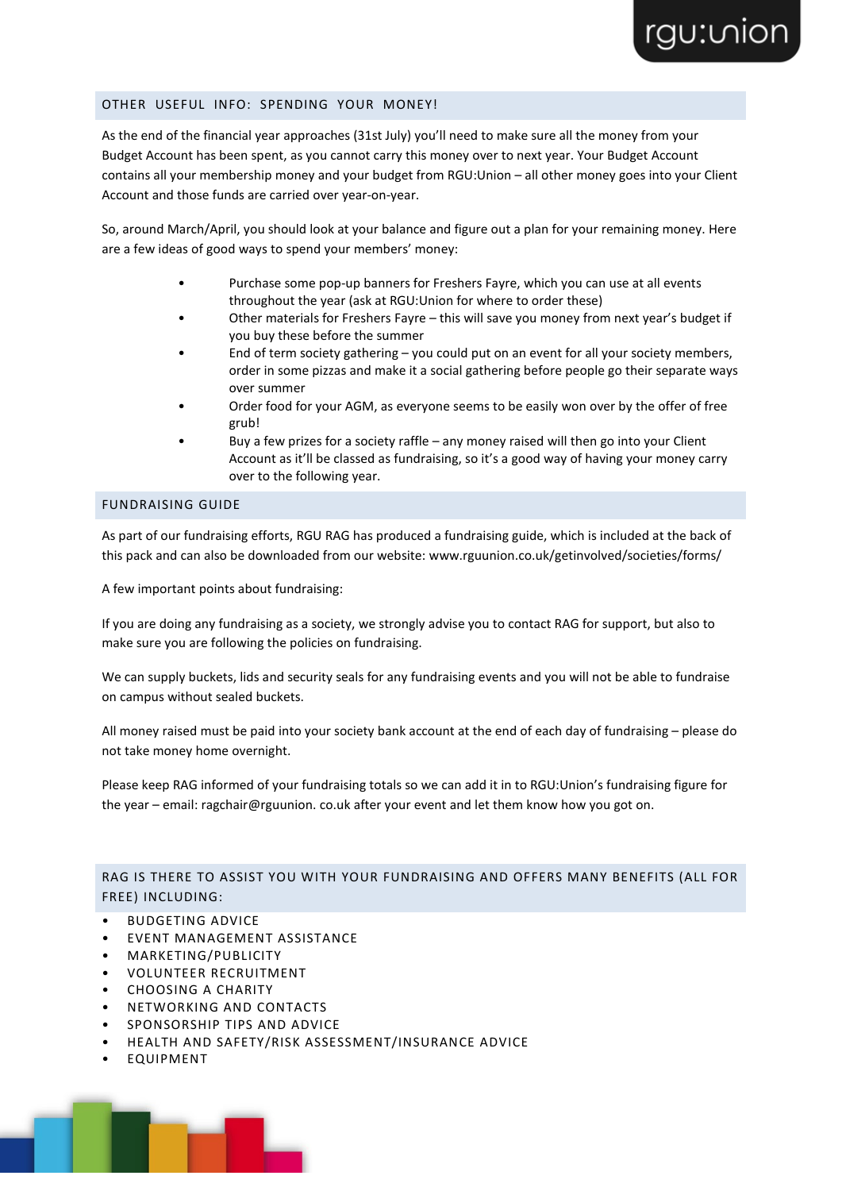## OTHER USEFUL INFO: SPENDING YOUR MONEY!

As the end of the financial year approaches (31st July) you'll need to make sure all the money from your Budget Account has been spent, as you cannot carry this money over to next year. Your Budget Account contains all your membership money and your budget from RGU:Union – all other money goes into your Client Account and those funds are carried over year-on-year.

So, around March/April, you should look at your balance and figure out a plan for your remaining money. Here are a few ideas of good ways to spend your members' money:

- Purchase some pop-up banners for Freshers Fayre, which you can use at all events throughout the year (ask at RGU:Union for where to order these)
- Other materials for Freshers Fayre – this will save you money from next year's budget if you buy these before the summer
- End of term society gathering – you could put on an event for all your society members, order in some pizzas and make it a social gathering before people go their separate ways over summer
- Order food for your AGM, as everyone seems to be easily won over by the offer of free grub!
- Buy a few prizes for a society raffle – any money raised will then go into your Client Account as it'll be classed as fundraising, so it's a good way of having your money carry over to the following year.

## FUNDRAISING GUIDE

As part of our fundraising efforts, RGU RAG has produced a fundraising guide, which is included at the back of this pack and can also be downloaded from our website: www.rguunion.co.uk/getinvolved/societies/forms/

A few important points about fundraising:

If you are doing any fundraising as a society, we strongly advise you to contact RAG for support, but also to make sure you are following the policies on fundraising.

We can supply buckets, lids and security seals for any fundraising events and you will not be able to fundraise on campus without sealed buckets.

All money raised must be paid into your society bank account at the end of each day of fundraising – please do not take money home overnight.

Please keep RAG informed of your fundraising totals so we can add it in to RGU:Union's fundraising figure for the year – email: ragchair@rguunion. co.uk after your event and let them know how you got on.

## RAG IS THERE TO ASSIST YOU WITH YOUR FUNDRAISING AND OFFERS MANY BENEFITS (ALL FOR FREE) INCLUDING:

- BUDGETING ADVICE
- EVENT MANAGEMENT ASSISTANCE
- MARKETING/PUBLICITY
- VOLUNTEER RECRUITMENT
- CHOOSING A CHARITY
- NETWORKING AND CONTACTS
- SPONSORSHIP TIPS AND ADVICE
- HEALTH AND SAFETY/RISK ASSESSMENT/INSURANCE ADVICE
- EQUIPMENT